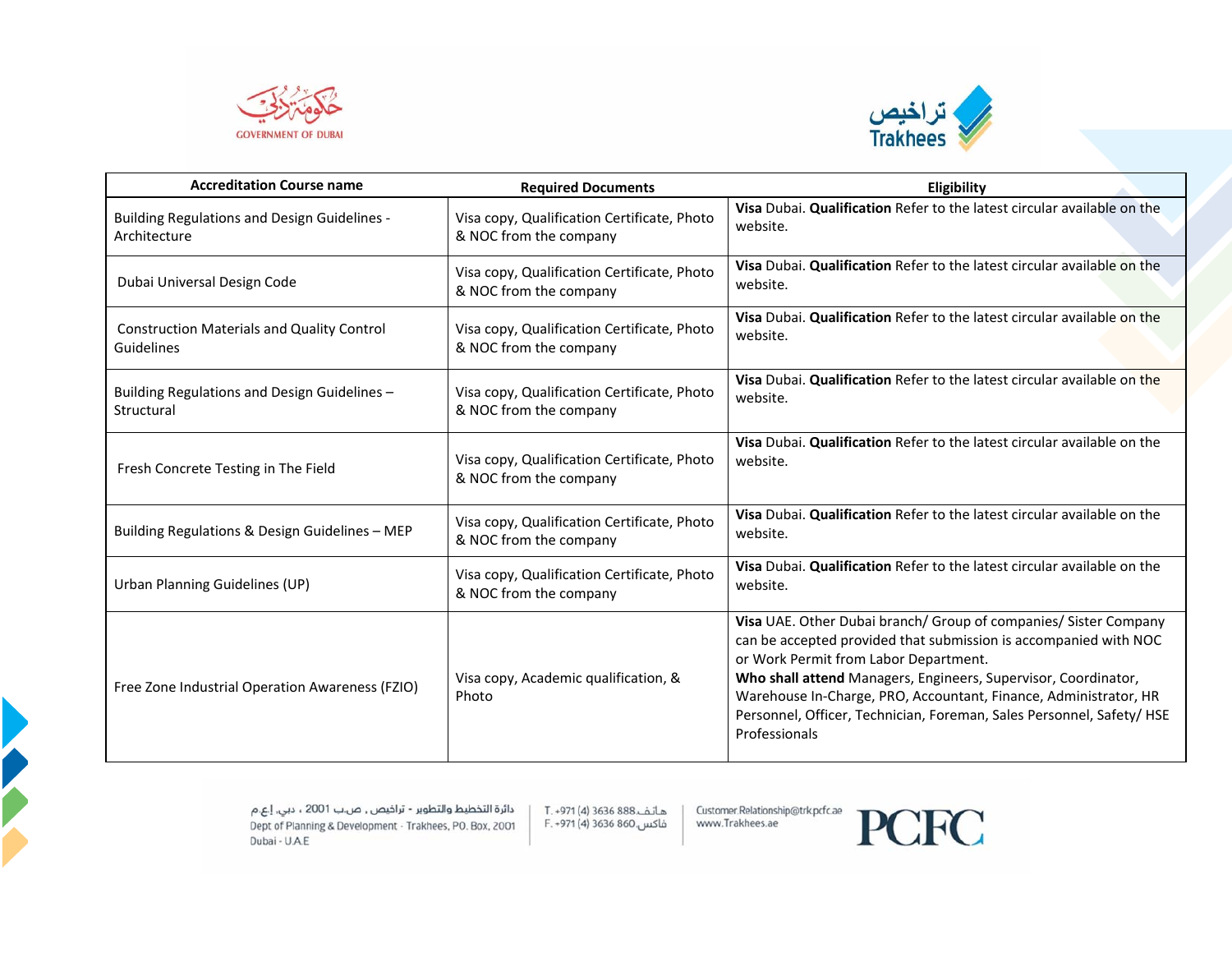| Accreditation Course name | Required Documents | Eligibility |
|---|---|---|
| Building Regulations and Design Guidelines - Architecture | Visa copy, Qualification Certificate, Photo & NOC from the company | **Visa** Dubai. **Qualification** Refer to the latest circular available on the website. |
| Dubai Universal Design Code | Visa copy, Qualification Certificate, Photo & NOC from the company | **Visa** Dubai. **Qualification** Refer to the latest circular available on the website. |
| Construction Materials and Quality Control Guidelines | Visa copy, Qualification Certificate, Photo & NOC from the company | **Visa** Dubai. **Qualification** Refer to the latest circular available on the website. |
| Building Regulations and Design Guidelines – Structural | Visa copy, Qualification Certificate, Photo & NOC from the company | **Visa** Dubai. **Qualification** Refer to the latest circular available on the website. |
| Fresh Concrete Testing in The Field | Visa copy, Qualification Certificate, Photo & NOC from the company | **Visa** Dubai. **Qualification** Refer to the latest circular available on the website. |
| Building Regulations & Design Guidelines – MEP | Visa copy, Qualification Certificate, Photo & NOC from the company | **Visa** Dubai. **Qualification** Refer to the latest circular available on the website. |
| Urban Planning Guidelines (UP) | Visa copy, Qualification Certificate, Photo & NOC from the company | **Visa** Dubai. **Qualification** Refer to the latest circular available on the website. |
| Free Zone Industrial Operation Awareness (FZIO) | Visa copy, Academic qualification, & Photo | **Visa** UAE. Other Dubai branch/ Group of companies/ Sister Company can be accepted provided that submission is accompanied with NOC or Work Permit from Labor Department. **Who shall attend** Managers, Engineers, Supervisor, Coordinator, Warehouse In-Charge, PRO, Accountant, Finance, Administrator, HR Personnel, Officer, Technician, Foreman, Sales Personnel, Safety/ HSE Professionals |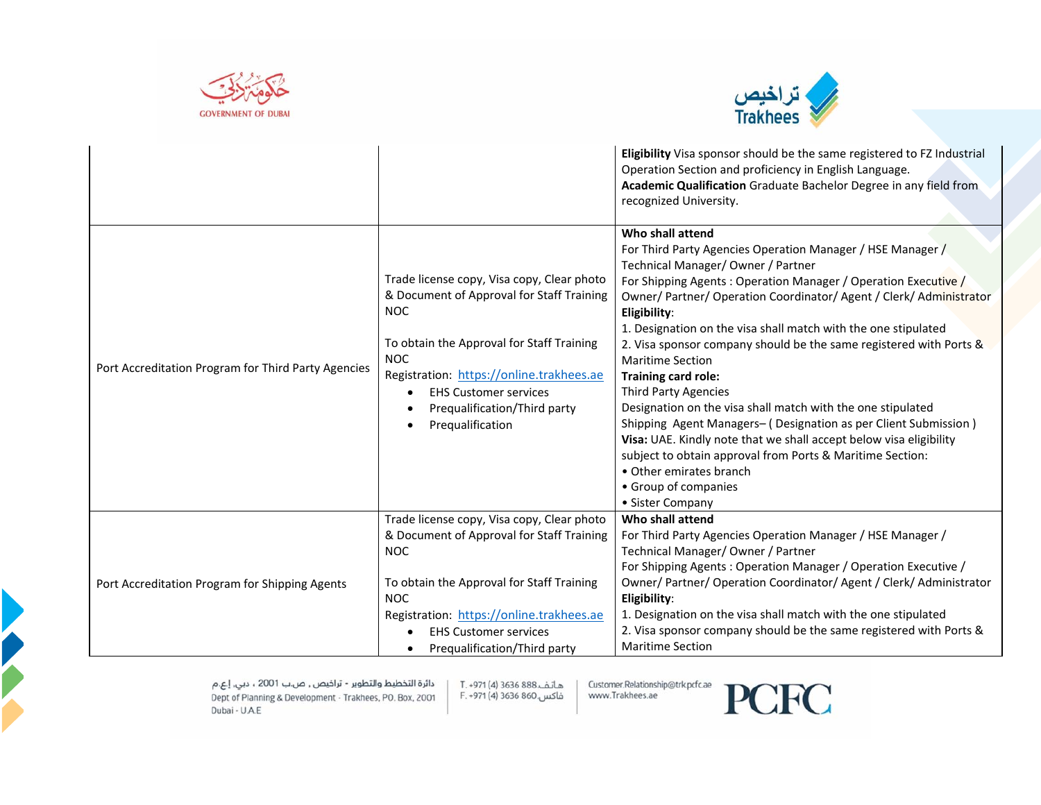| | | |
|---|---|---|
| | | **Eligibility** Visa sponsor should be the same registered to FZ Industrial Operation Section and proficiency in English Language.<br>**Academic Qualification** Graduate Bachelor Degree in any field from recognized University. |
| Port Accreditation Program for Third Party Agencies | Trade license copy, Visa copy, Clear photo & Document of Approval for Staff Training NOC<br><br>To obtain the Approval for Staff Training NOC<br>Registration: [https://online.trakhees.ae](https://online.trakhees.ae)<br>• EHS Customer services<br>• Prequalification/Third party<br>• Prequalification | **Who shall attend**<br>For Third Party Agencies Operation Manager / HSE Manager / Technical Manager/ Owner / Partner<br>For Shipping Agents : Operation Manager / Operation Executive / Owner/ Partner/ Operation Coordinator/ Agent / Clerk/ Administrator<br>**Eligibility**:<br>1. Designation on the visa shall match with the one stipulated<br>2. Visa sponsor company should be the same registered with Ports & Maritime Section<br>**Training card role:**<br>Third Party Agencies<br>Designation on the visa shall match with the one stipulated<br>Shipping Agent Managers– ( Designation as per Client Submission )<br>**Visa:** UAE. Kindly note that we shall accept below visa eligibility subject to obtain approval from Ports & Maritime Section:<br>• Other emirates branch<br>• Group of companies<br>• Sister Company |
| Port Accreditation Program for Shipping Agents | Trade license copy, Visa copy, Clear photo & Document of Approval for Staff Training NOC<br><br>To obtain the Approval for Staff Training NOC<br>Registration: [https://online.trakhees.ae](https://online.trakhees.ae)<br>• EHS Customer services<br>• Prequalification/Third party | **Who shall attend**<br>For Third Party Agencies Operation Manager / HSE Manager / Technical Manager/ Owner / Partner<br>For Shipping Agents : Operation Manager / Operation Executive / Owner/ Partner/ Operation Coordinator/ Agent / Clerk/ Administrator<br>**Eligibility**:<br>1. Designation on the visa shall match with the one stipulated<br>2. Visa sponsor company should be the same registered with Ports & Maritime Section |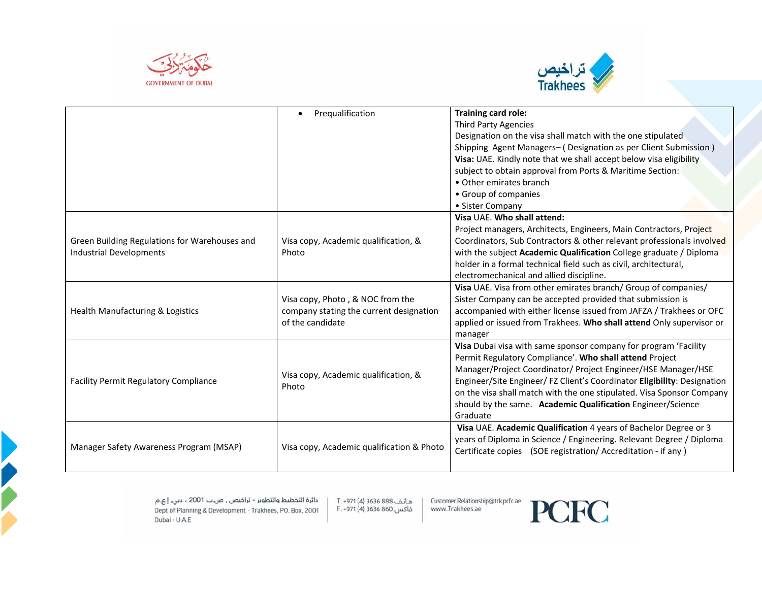| | | |
|---|---|---|
| | • Prequalification | **Training card role:** Third Party Agencies Designation on the visa shall match with the one stipulated Shipping Agent Managers– ( Designation as per Client Submission ) **Visa:** UAE. Kindly note that we shall accept below visa eligibility subject to obtain approval from Ports & Maritime Section: • Other emirates branch • Group of companies • Sister Company |
| Green Building Regulations for Warehouses and Industrial Developments | Visa copy, Academic qualification, & Photo | **Visa** UAE. **Who shall attend:** Project managers, Architects, Engineers, Main Contractors, Project Coordinators, Sub Contractors & other relevant professionals involved with the subject **Academic Qualification** College graduate / Diploma holder in a formal technical field such as civil, architectural, electromechanical and allied discipline. |
| Health Manufacturing & Logistics | Visa copy, Photo , & NOC from the company stating the current designation of the candidate | **Visa** UAE. Visa from other emirates branch/ Group of companies/ Sister Company can be accepted provided that submission is accompanied with either license issued from JAFZA / Trakhees or OFC applied or issued from Trakhees. **Who shall attend** Only supervisor or manager |
| Facility Permit Regulatory Compliance | Visa copy, Academic qualification, & Photo | **Visa** Dubai visa with same sponsor company for program 'Facility Permit Regulatory Compliance'. **Who shall attend** Project Manager/Project Coordinator/ Project Engineer/HSE Manager/HSE Engineer/Site Engineer/ FZ Client's Coordinator **Eligibility**: Designation on the visa shall match with the one stipulated. Visa Sponsor Company should by the same. **Academic Qualification** Engineer/Science Graduate |
| Manager Safety Awareness Program (MSAP) | Visa copy, Academic qualification & Photo | **Visa** UAE. **Academic Qualification** 4 years of Bachelor Degree or 3 years of Diploma in Science / Engineering. Relevant Degree / Diploma Certificate copies (SOE registration/ Accreditation - if any ) |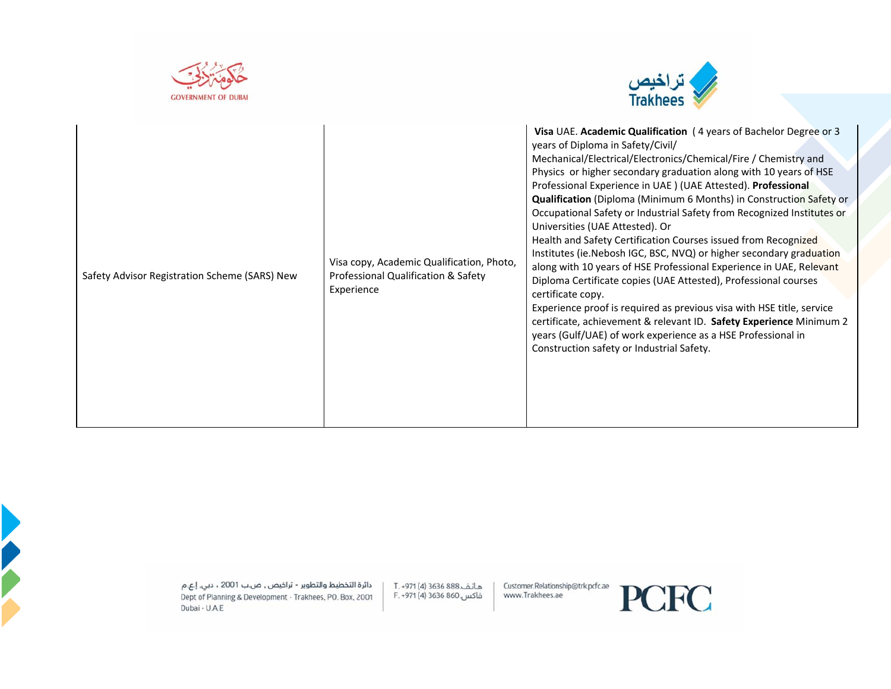| | | |
|---|---|---|
| Safety Advisor Registration Scheme (SARS) New | Visa copy, Academic Qualification, Photo, Professional Qualification & Safety Experience | **Visa** UAE. **Academic Qualification** ( 4 years of Bachelor Degree or 3 years of Diploma in Safety/Civil/ Mechanical/Electrical/Electronics/Chemical/Fire / Chemistry and Physics or higher secondary graduation along with 10 years of HSE Professional Experience in UAE ) (UAE Attested). **Professional Qualification** (Diploma (Minimum 6 Months) in Construction Safety or Occupational Safety or Industrial Safety from Recognized Institutes or Universities (UAE Attested). Or<br>Health and Safety Certification Courses issued from Recognized Institutes (ie.Nebosh IGC, BSC, NVQ) or higher secondary graduation along with 10 years of HSE Professional Experience in UAE, Relevant Diploma Certificate copies (UAE Attested), Professional courses certificate copy.<br>Experience proof is required as previous visa with HSE title, service certificate, achievement & relevant ID. **Safety Experience** Minimum 2 years (Gulf/UAE) of work experience as a HSE Professional in Construction safety or Industrial Safety. |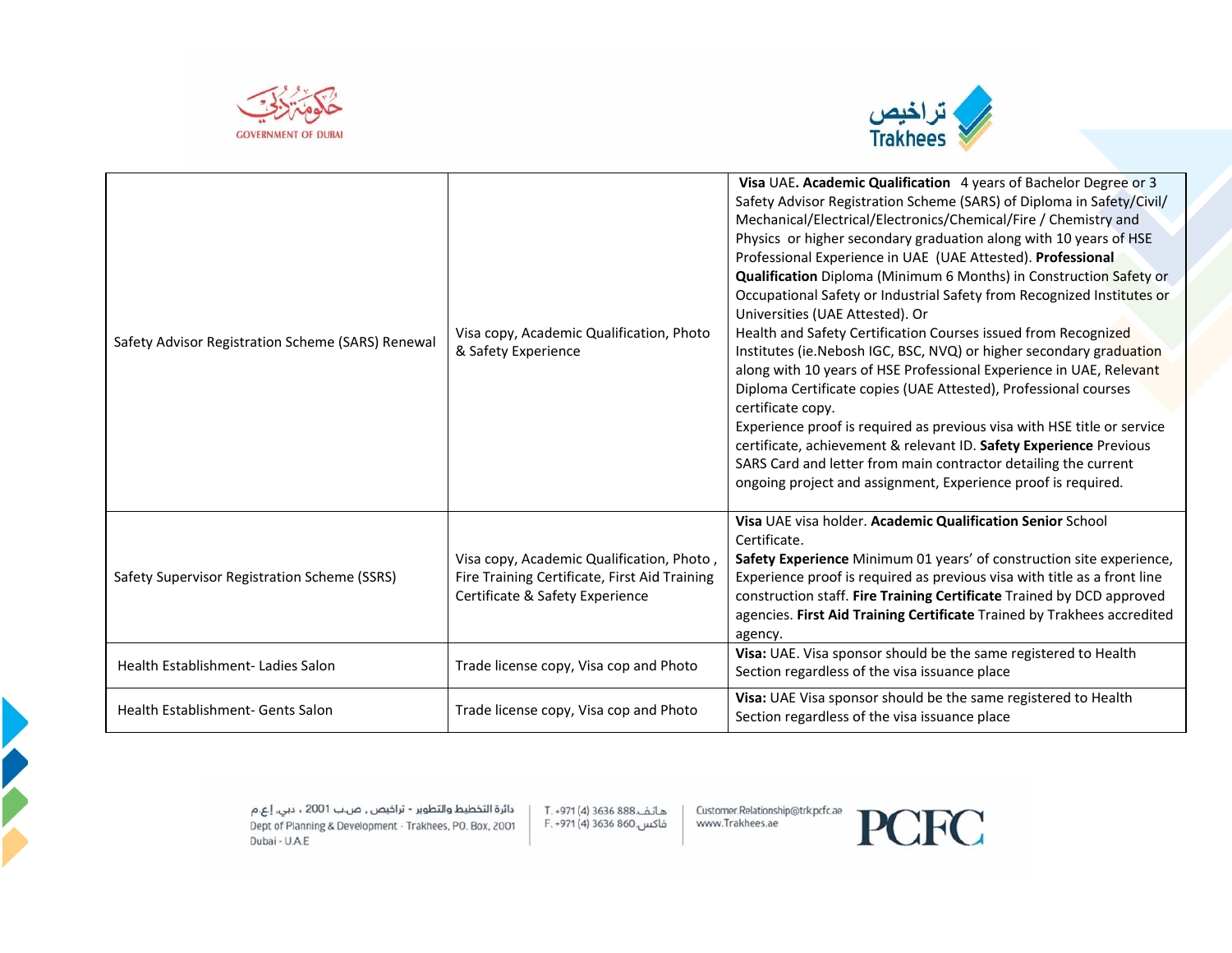| Safety Advisor Registration Scheme (SARS) Renewal | Visa copy, Academic Qualification, Photo & Safety Experience | **Visa** UAE**. Academic Qualification** 4 years of Bachelor Degree or 3 Safety Advisor Registration Scheme (SARS) of Diploma in Safety/Civil/ Mechanical/Electrical/Electronics/Chemical/Fire / Chemistry and Physics or higher secondary graduation along with 10 years of HSE Professional Experience in UAE (UAE Attested). **Professional Qualification** Diploma (Minimum 6 Months) in Construction Safety or Occupational Safety or Industrial Safety from Recognized Institutes or Universities (UAE Attested). Or Health and Safety Certification Courses issued from Recognized Institutes (ie.Nebosh IGC, BSC, NVQ) or higher secondary graduation along with 10 years of HSE Professional Experience in UAE, Relevant Diploma Certificate copies (UAE Attested), Professional courses certificate copy. Experience proof is required as previous visa with HSE title or service certificate, achievement & relevant ID. **Safety Experience** Previous SARS Card and letter from main contractor detailing the current ongoing project and assignment, Experience proof is required. |
|---|---|---|
| Safety Supervisor Registration Scheme (SSRS) | Visa copy, Academic Qualification, Photo , Fire Training Certificate, First Aid Training Certificate & Safety Experience | **Visa** UAE visa holder. **Academic Qualification Senior** School Certificate. **Safety Experience** Minimum 01 years' of construction site experience, Experience proof is required as previous visa with title as a front line construction staff. **Fire Training Certificate** Trained by DCD approved agencies. **First Aid Training Certificate** Trained by Trakhees accredited agency. |
| Health Establishment- Ladies Salon | Trade license copy, Visa cop and Photo | **Visa:** UAE. Visa sponsor should be the same registered to Health Section regardless of the visa issuance place |
| Health Establishment- Gents Salon | Trade license copy, Visa cop and Photo | **Visa:** UAE Visa sponsor should be the same registered to Health Section regardless of the visa issuance place |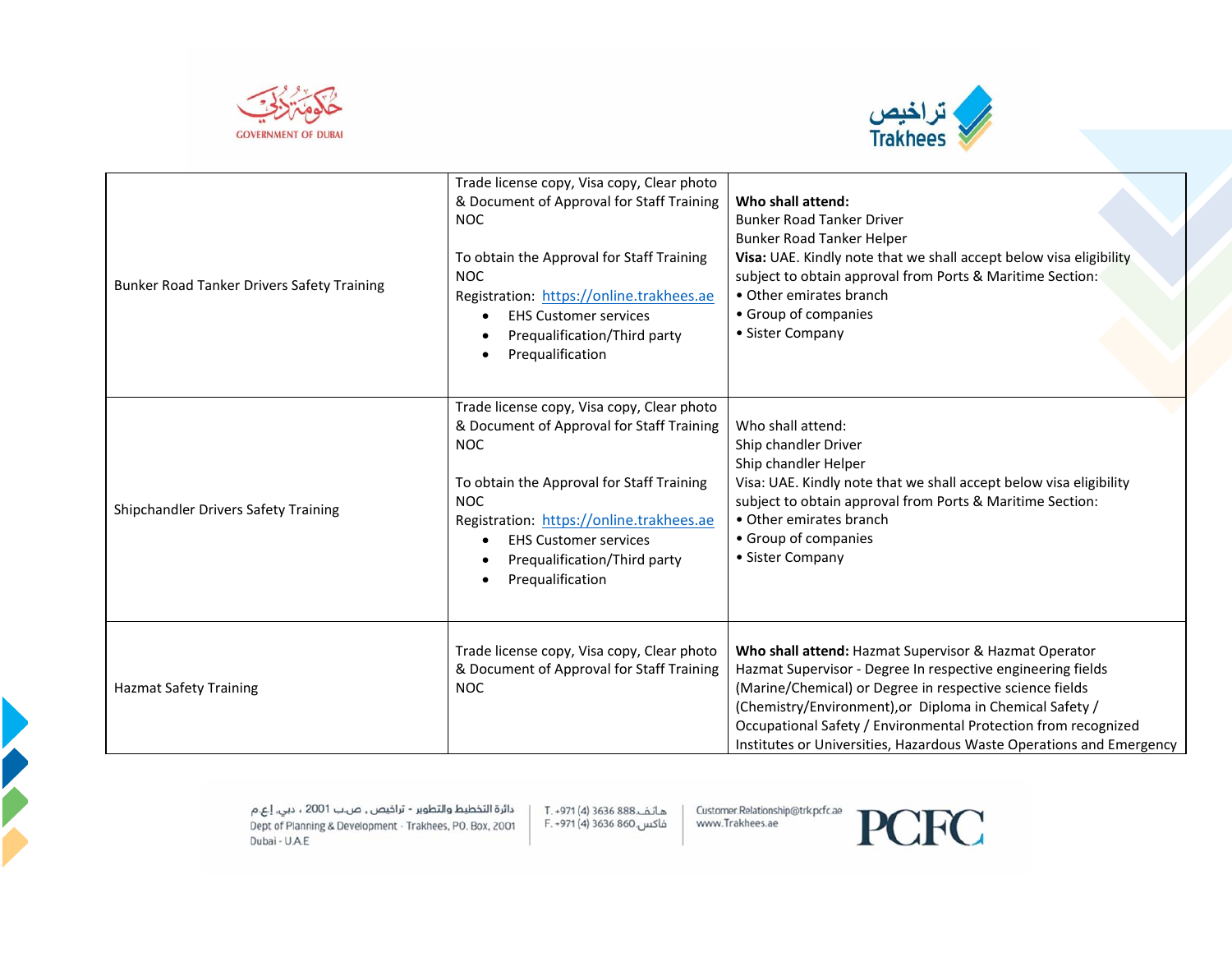| | | |
|---|---|---|
| Bunker Road Tanker Drivers Safety Training | Trade license copy, Visa copy, Clear photo & Document of Approval for Staff Training NOC<br><br>To obtain the Approval for Staff Training NOC<br>Registration: https://online.trakhees.ae<br>• EHS Customer services<br>• Prequalification/Third party<br>• Prequalification | **Who shall attend:**<br>Bunker Road Tanker Driver<br>Bunker Road Tanker Helper<br>**Visa:** UAE. Kindly note that we shall accept below visa eligibility subject to obtain approval from Ports & Maritime Section:<br>• Other emirates branch<br>• Group of companies<br>• Sister Company |
| Shipchandler Drivers Safety Training | Trade license copy, Visa copy, Clear photo & Document of Approval for Staff Training NOC<br><br>To obtain the Approval for Staff Training NOC<br>Registration: https://online.trakhees.ae<br>• EHS Customer services<br>• Prequalification/Third party<br>• Prequalification | Who shall attend:<br>Ship chandler Driver<br>Ship chandler Helper<br>Visa: UAE. Kindly note that we shall accept below visa eligibility subject to obtain approval from Ports & Maritime Section:<br>• Other emirates branch<br>• Group of companies<br>• Sister Company |
| Hazmat Safety Training | Trade license copy, Visa copy, Clear photo & Document of Approval for Staff Training NOC | **Who shall attend:** Hazmat Supervisor & Hazmat Operator<br>Hazmat Supervisor - Degree In respective engineering fields (Marine/Chemical) or Degree in respective science fields (Chemistry/Environment),or Diploma in Chemical Safety / Occupational Safety / Environmental Protection from recognized Institutes or Universities, Hazardous Waste Operations and Emergency |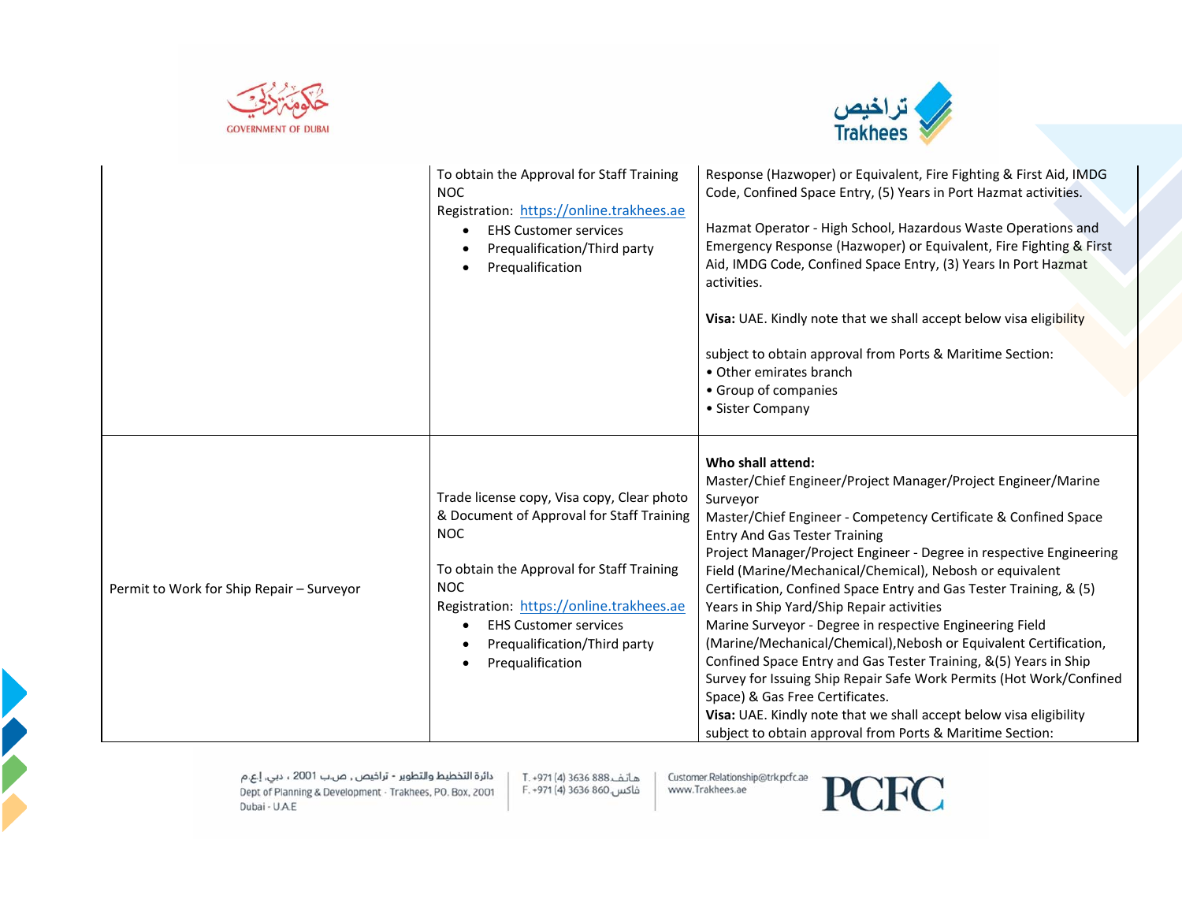| | | |
|---|---|---|
| | To obtain the Approval for Staff Training NOC<br>Registration: https://online.trakhees.ae<br>• EHS Customer services<br>• Prequalification/Third party<br>• Prequalification | Response (Hazwoper) or Equivalent, Fire Fighting & First Aid, IMDG Code, Confined Space Entry, (5) Years in Port Hazmat activities.<br><br>Hazmat Operator - High School, Hazardous Waste Operations and Emergency Response (Hazwoper) or Equivalent, Fire Fighting & First Aid, IMDG Code, Confined Space Entry, (3) Years In Port Hazmat activities.<br><br>**Visa:** UAE. Kindly note that we shall accept below visa eligibility<br><br>subject to obtain approval from Ports & Maritime Section:<br>• Other emirates branch<br>• Group of companies<br>• Sister Company |
| Permit to Work for Ship Repair – Surveyor | Trade license copy, Visa copy, Clear photo & Document of Approval for Staff Training NOC<br><br>To obtain the Approval for Staff Training NOC<br>Registration: https://online.trakhees.ae<br>• EHS Customer services<br>• Prequalification/Third party<br>• Prequalification | **Who shall attend:**<br>Master/Chief Engineer/Project Manager/Project Engineer/Marine Surveyor<br>Master/Chief Engineer - Competency Certificate & Confined Space Entry And Gas Tester Training<br>Project Manager/Project Engineer - Degree in respective Engineering Field (Marine/Mechanical/Chemical), Nebosh or equivalent Certification, Confined Space Entry and Gas Tester Training, & (5) Years in Ship Yard/Ship Repair activities<br>Marine Surveyor - Degree in respective Engineering Field (Marine/Mechanical/Chemical),Nebosh or Equivalent Certification, Confined Space Entry and Gas Tester Training, &(5) Years in Ship Survey for Issuing Ship Repair Safe Work Permits (Hot Work/Confined Space) & Gas Free Certificates.<br>**Visa:** UAE. Kindly note that we shall accept below visa eligibility subject to obtain approval from Ports & Maritime Section: |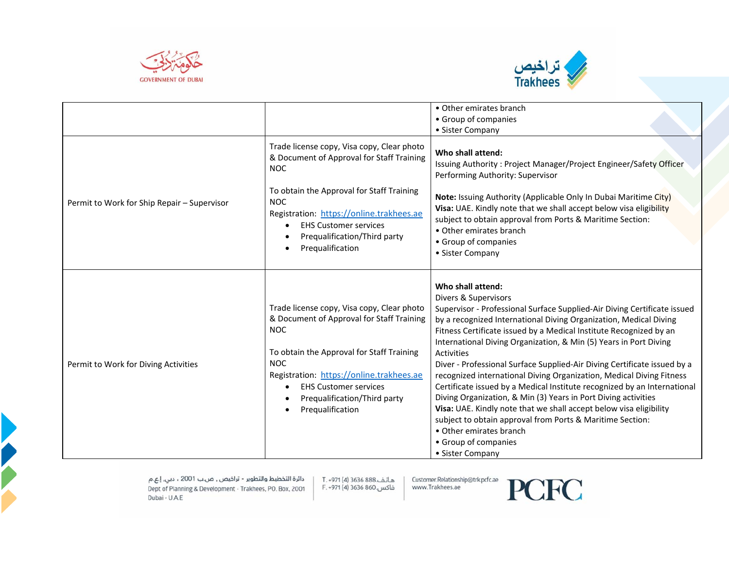| | | |
|---|---|---|
| | | • Other emirates branch<br>• Group of companies<br>• Sister Company |
| Permit to Work for Ship Repair – Supervisor | Trade license copy, Visa copy, Clear photo & Document of Approval for Staff Training NOC<br><br>To obtain the Approval for Staff Training NOC<br>Registration: https://online.trakhees.ae<br>• EHS Customer services<br>• Prequalification/Third party<br>• Prequalification | **Who shall attend:**<br>Issuing Authority : Project Manager/Project Engineer/Safety Officer<br>Performing Authority: Supervisor<br><br>**Note:** Issuing Authority (Applicable Only In Dubai Maritime City)<br>**Visa:** UAE. Kindly note that we shall accept below visa eligibility subject to obtain approval from Ports & Maritime Section:<br>• Other emirates branch<br>• Group of companies<br>• Sister Company |
| Permit to Work for Diving Activities | Trade license copy, Visa copy, Clear photo & Document of Approval for Staff Training NOC<br><br>To obtain the Approval for Staff Training NOC<br>Registration: https://online.trakhees.ae<br>• EHS Customer services<br>• Prequalification/Third party<br>• Prequalification | **Who shall attend:**<br>Divers & Supervisors<br>Supervisor - Professional Surface Supplied-Air Diving Certificate issued by a recognized International Diving Organization, Medical Diving Fitness Certificate issued by a Medical Institute Recognized by an International Diving Organization, & Min (5) Years in Port Diving Activities<br>Diver - Professional Surface Supplied-Air Diving Certificate issued by a recognized international Diving Organization, Medical Diving Fitness Certificate issued by a Medical Institute recognized by an International Diving Organization, & Min (3) Years in Port Diving activities<br>**Visa:** UAE. Kindly note that we shall accept below visa eligibility subject to obtain approval from Ports & Maritime Section:<br>• Other emirates branch<br>• Group of companies<br>• Sister Company |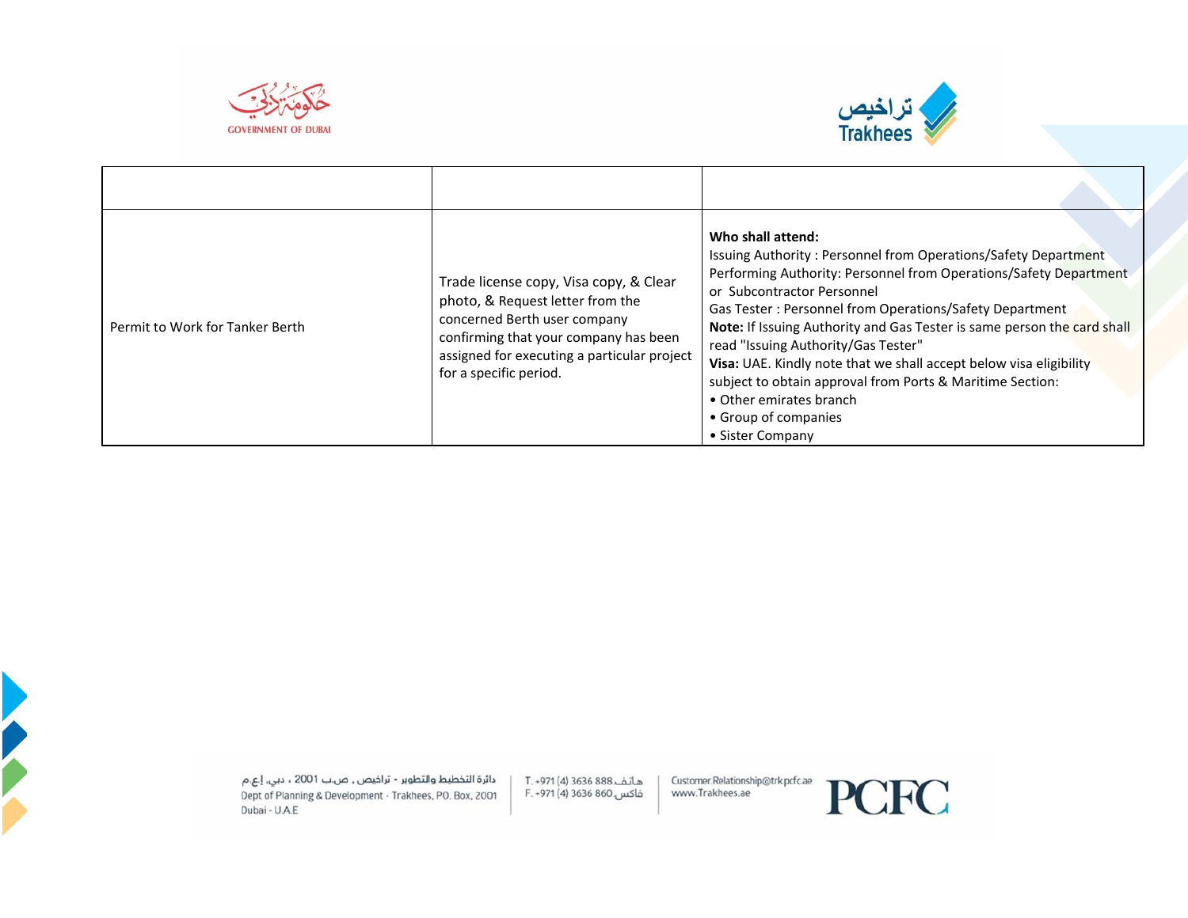| | | |
|---|---|---|
| Permit to Work for Tanker Berth | Trade license copy, Visa copy, & Clear photo, & Request letter from the concerned Berth user company confirming that your company has been assigned for executing a particular project for a specific period. | **Who shall attend:**<br>Issuing Authority : Personnel from Operations/Safety Department<br>Performing Authority: Personnel from Operations/Safety Department or Subcontractor Personnel<br>Gas Tester : Personnel from Operations/Safety Department<br>**Note:** If Issuing Authority and Gas Tester is same person the card shall read "Issuing Authority/Gas Tester"<br>**Visa:** UAE. Kindly note that we shall accept below visa eligibility subject to obtain approval from Ports & Maritime Section:<br>• Other emirates branch<br>• Group of companies<br>• Sister Company |